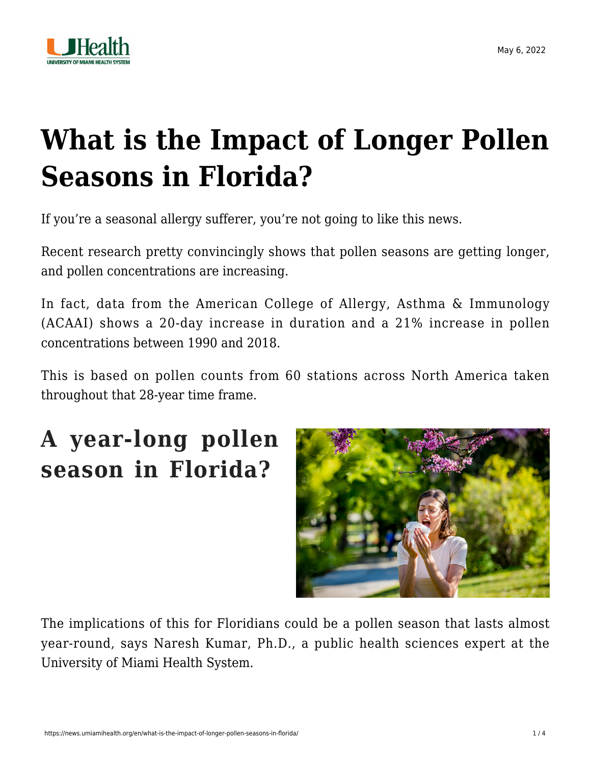# What is the Impact of Longer Pollen Seasons in Florida?

If you're a seasonal allergy sufferer, you're not going to like this news.

Recent research pretty convincingly shows that pollen seasons are getting longer, and pollen concentrations are increasing.

In fact, data from the American College of Allergy, Asthma & Immunology (ACAAI) shows a 20-day increase in duration and a 21% increase in pollen concentrations between 1990 and 2018.

This is based on pollen counts from 60 stations across North America taken throughout that 28-year time frame.

## A year-long pollen season in Florida?

The implications of this for Floridians could be a pollen season that lasts almost year-round, says Naresh Kumar, Ph.D., a public health sciences expert at the University of Miami Health System.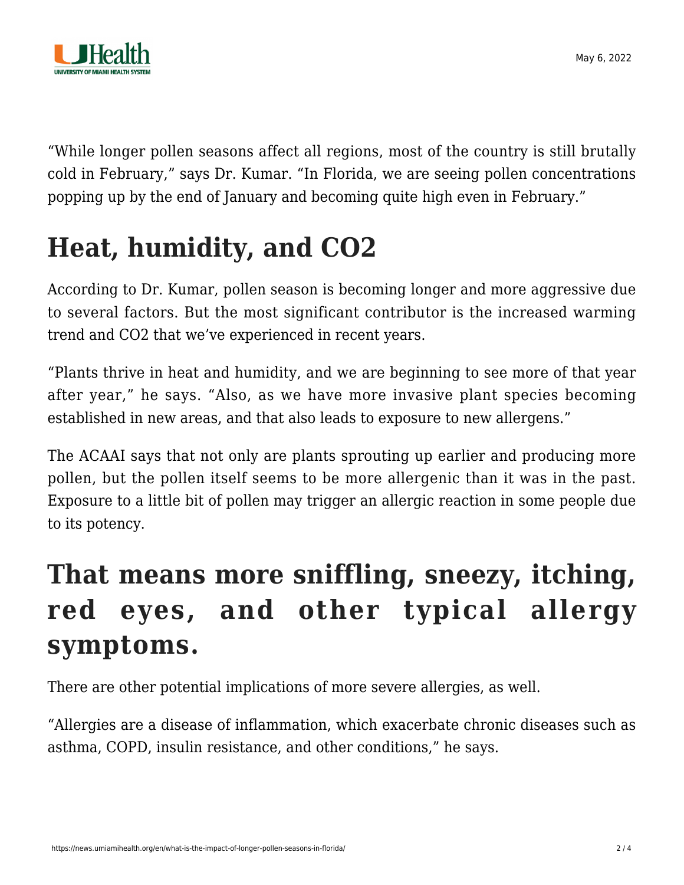"While longer pollen seasons affect all regions, most of the country is still brutally cold in February," says Dr. Kumar. "In Florida, we are seeing pollen concentrations popping up by the end of January and becoming quite high even in February."

## Heat, humidity, and $CO_2$

According to Dr. Kumar, pollen season is becoming longer and more aggressive due to several factors. But the most significant contributor is the increased warming trend and $CO_2$ that we've experienced in recent years.

"Plants thrive in heat and humidity, and we are beginning to see more of that year after year," he says. "Also, as we have more invasive plant species becoming established in new areas, and that also leads to exposure to new allergens."

The ACAAI says that not only are plants sprouting up earlier and producing more pollen, but the pollen itself seems to be more allergenic than it was in the past. Exposure to a little bit of pollen may trigger an allergic reaction in some people due to its potency.

## That means more sniffling, sneezy, itching, red eyes, and other typical allergy symptoms.

There are other potential implications of more severe allergies, as well.

"Allergies are a disease of inflammation, which exacerbate chronic diseases such as asthma, COPD, insulin resistance, and other conditions," he says.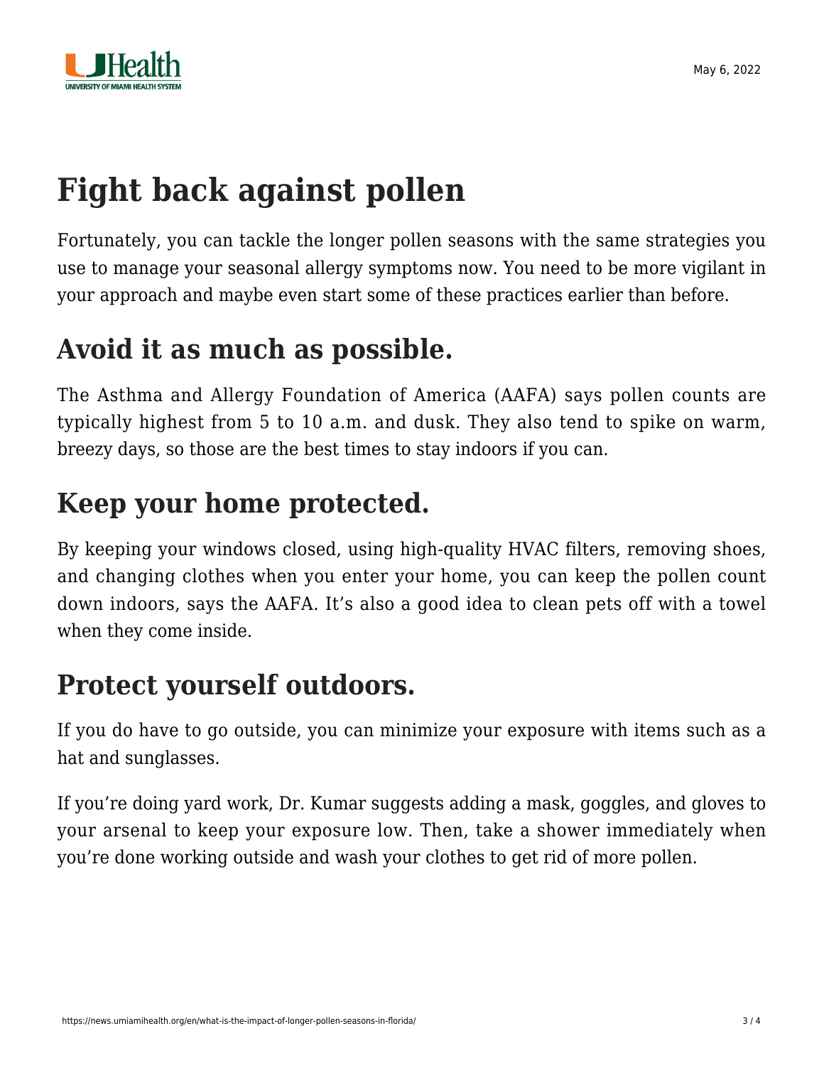# Fight back against pollen

Fortunately, you can tackle the longer pollen seasons with the same strategies you use to manage your seasonal allergy symptoms now. You need to be more vigilant in your approach and maybe even start some of these practices earlier than before.

## Avoid it as much as possible.

The Asthma and Allergy Foundation of America (AAFA) says pollen counts are typically highest from 5 to 10 a.m. and dusk. They also tend to spike on warm, breezy days, so those are the best times to stay indoors if you can.

## Keep your home protected.

By keeping your windows closed, using high-quality HVAC filters, removing shoes, and changing clothes when you enter your home, you can keep the pollen count down indoors, says the AAFA. It's also a good idea to clean pets off with a towel when they come inside.

## Protect yourself outdoors.

If you do have to go outside, you can minimize your exposure with items such as a hat and sunglasses.

If you're doing yard work, Dr. Kumar suggests adding a mask, goggles, and gloves to your arsenal to keep your exposure low. Then, take a shower immediately when you're done working outside and wash your clothes to get rid of more pollen.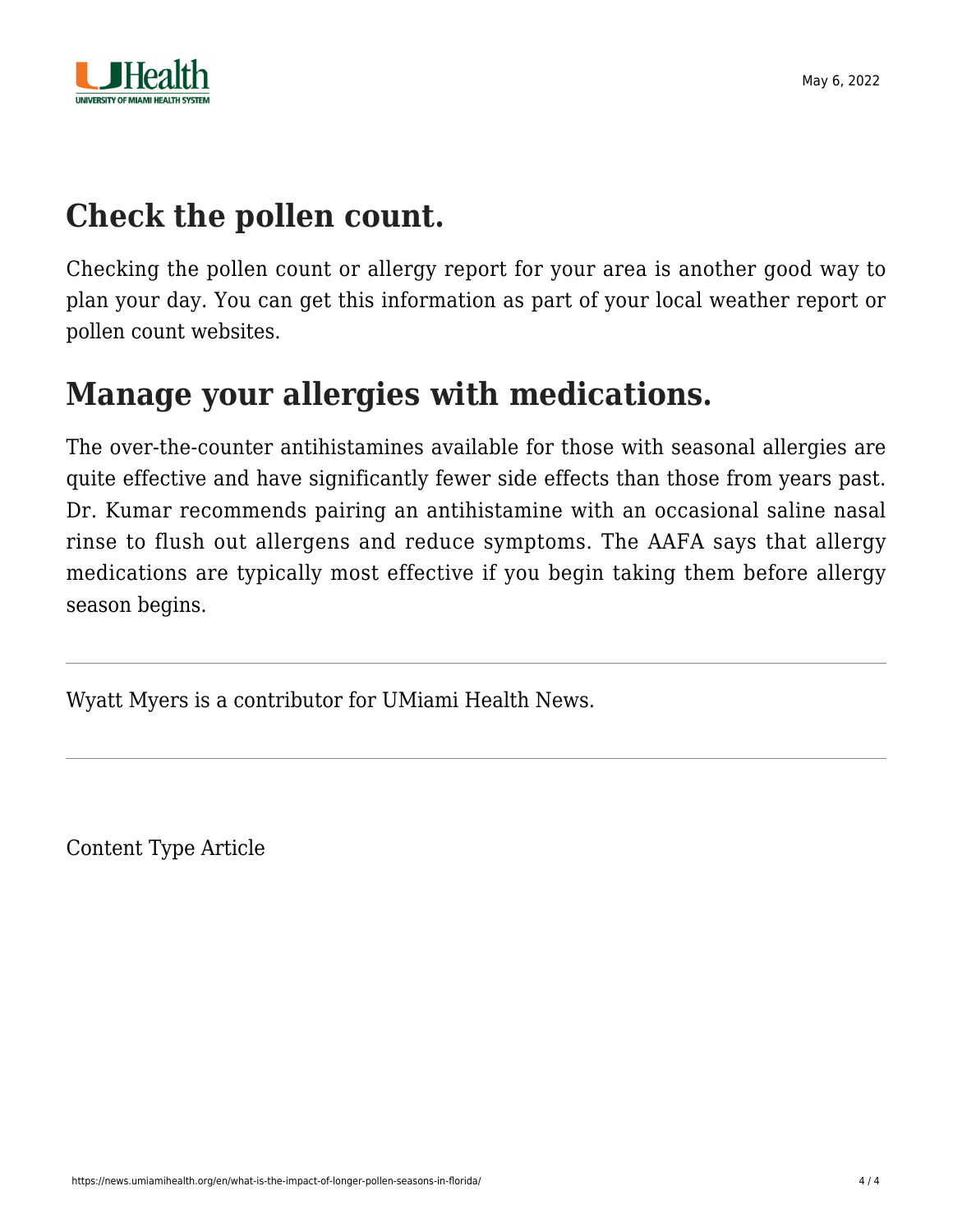## Check the pollen count.

Checking the pollen count or allergy report for your area is another good way to plan your day. You can get this information as part of your local weather report or pollen count websites.

## Manage your allergies with medications.

The over-the-counter antihistamines available for those with seasonal allergies are quite effective and have significantly fewer side effects than those from years past. Dr. Kumar recommends pairing an antihistamine with an occasional saline nasal rinse to flush out allergens and reduce symptoms. The AAFA says that allergy medications are typically most effective if you begin taking them before allergy season begins.

---

Wyatt Myers is a contributor for UMiami Health News.

---

Content Type Article